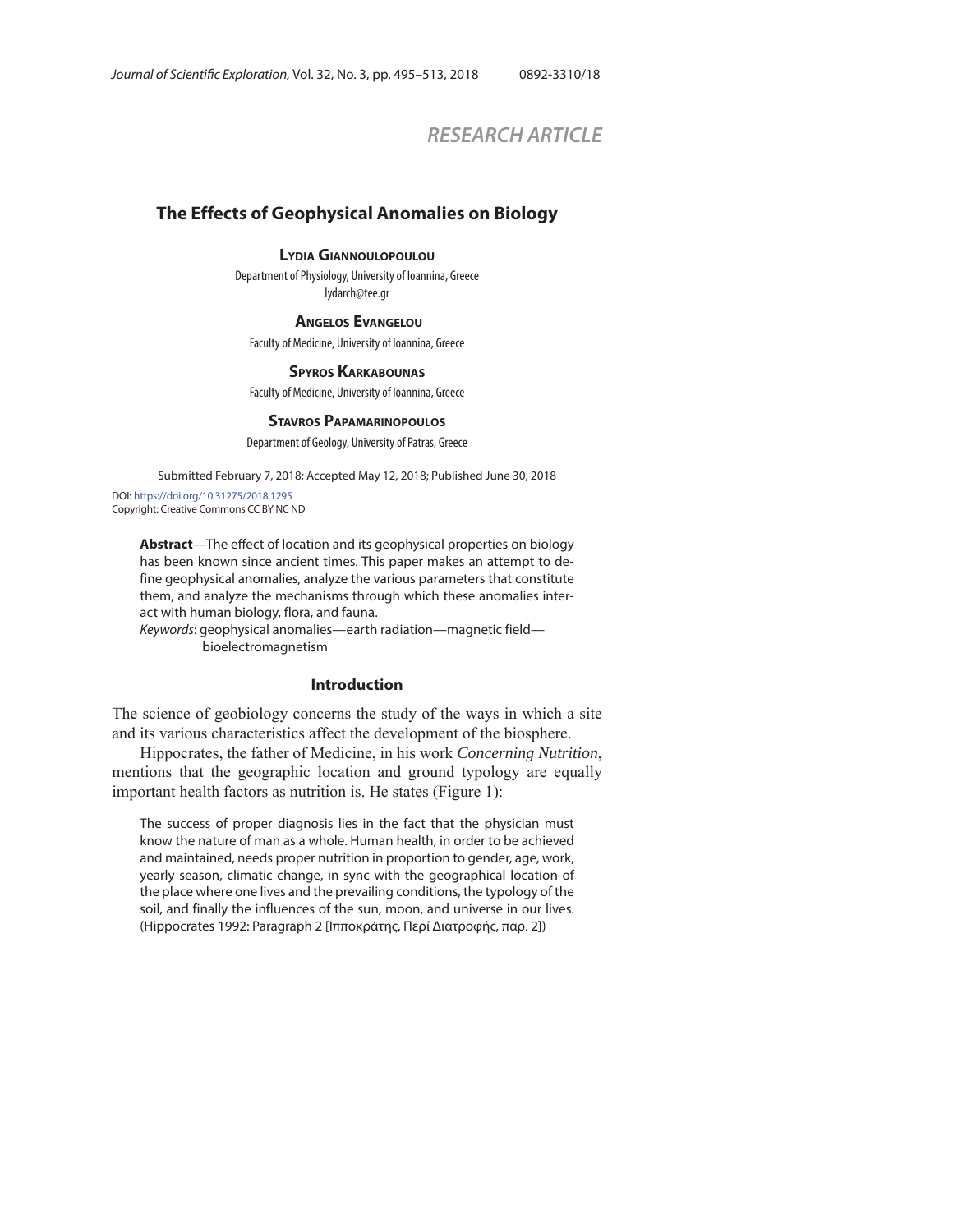RESEARCH ARTICLE

# The Effects of Geophysical Anomalies on Biology

**Lydia Giannoulopoulou**
Department of Physiology, University of Ioannina, Greece
lydarch@tee.gr

**Angelos Evangelou**
Faculty of Medicine, University of Ioannina, Greece

**Spyros Karkabounas**
Faculty of Medicine, University of Ioannina, Greece

**Stavros Papamarinopoulos**
Department of Geology, University of Patras, Greece

Submitted February 7, 2018; Accepted May 12, 2018; Published June 30, 2018

DOI: https://doi.org/10.31275/2018.1295
Copyright: Creative Commons CC BY NC ND

**Abstract**—The effect of location and its geophysical properties on biology has been known since ancient times. This paper makes an attempt to define geophysical anomalies, analyze the various parameters that constitute them, and analyze the mechanisms through which these anomalies interact with human biology, flora, and fauna.

*Keywords*: geophysical anomalies—earth radiation—magnetic field—bioelectromagnetism

## Introduction

The science of geobiology concerns the study of the ways in which a site and its various characteristics affect the development of the biosphere.

Hippocrates, the father of Medicine, in his work *Concerning Nutrition*, mentions that the geographic location and ground typology are equally important health factors as nutrition is. He states (Figure 1):

> The success of proper diagnosis lies in the fact that the physician must know the nature of man as a whole. Human health, in order to be achieved and maintained, needs proper nutrition in proportion to gender, age, work, yearly season, climatic change, in sync with the geographical location of the place where one lives and the prevailing conditions, the typology of the soil, and finally the influences of the sun, moon, and universe in our lives. (Hippocrates 1992: Paragraph 2 [Ιπποκράτης, Περί Διατροφής, παρ. 2])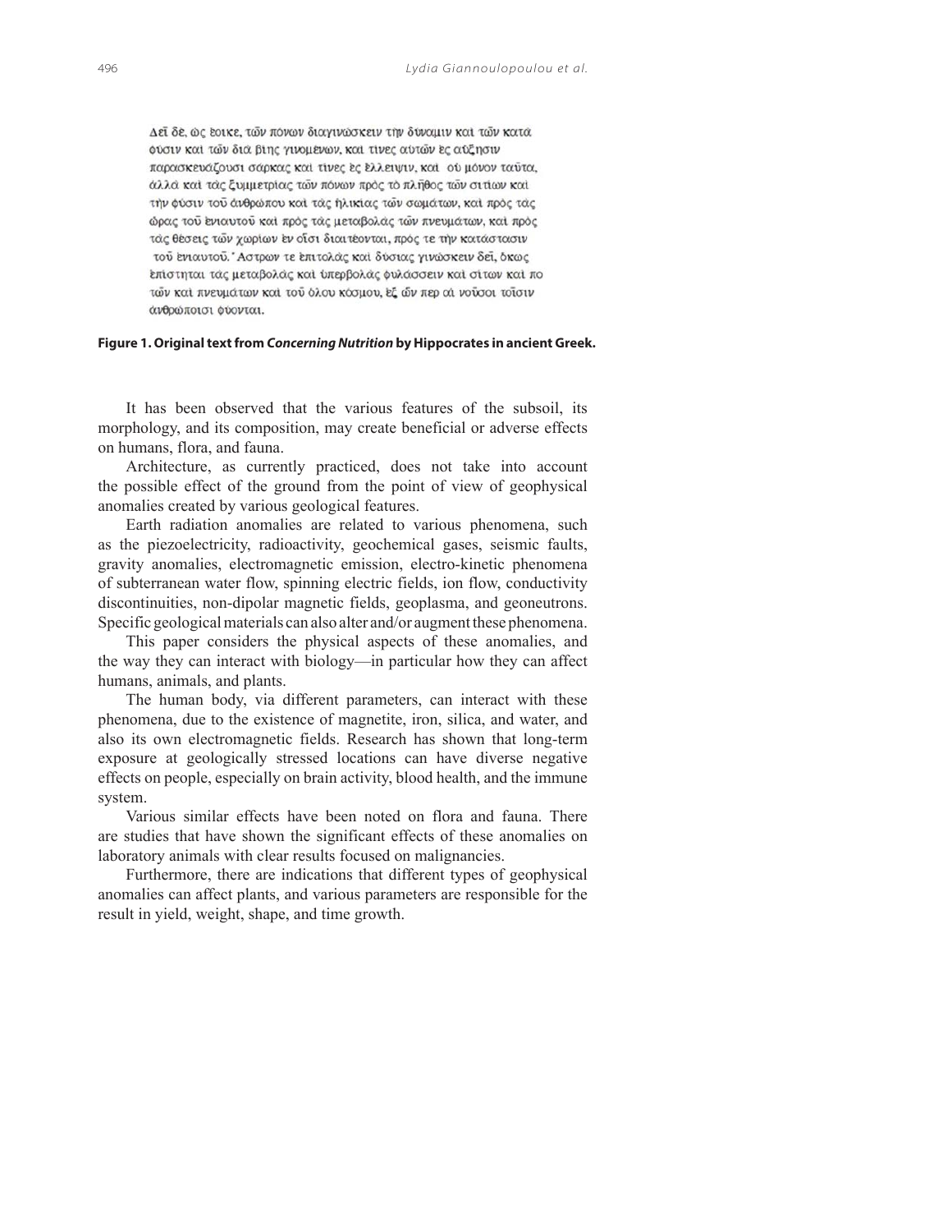Δεῖ δέ, ὡς ἔοικε, τῶν πόνων διαγινώσκειν τὴν δύναμιν καὶ τῶν κατὰ φύσιν καὶ τῶν διὰ βίης γινομένων, καὶ τίνες αὐτῶν ἐς αὔξησιν παρασκευάζουσι σάρκας καὶ τίνες ἐς ἔλλειψιν, καὶ οὐ μόνον ταῦτα, ἀλλὰ καὶ τὰς ξυμμετρίας τῶν πόνων πρὸς τὸ πλῆθος τῶν σιτίων καὶ τὴν φύσιν τοῦ ἀνθρώπου καὶ τὰς ἡλικίας τῶν σωμάτων, καὶ πρὸς τὰς ὥρας τοῦ ἐνιαυτοῦ καὶ πρὸς τὰς μεταβολὰς τῶν πνευμάτων, καὶ πρὸς τὰς θέσεις τῶν χωρίων ἐν οἷσι διαιτέονται, πρός τε τὴν κατάστασιν τοῦ ἐνιαυτοῦ. Ἄστρων τε ἐπιτολὰς καὶ δύσιας γινώσκειν δεῖ, ὅκως ἐπίστηται τὰς μεταβολὰς καὶ ὑπερβολὰς φυλάσσειν καὶ σίτων καὶ ποτῶν καὶ πνευμάτων καὶ τοῦ ὅλου κόσμου, ἐξ ὧν περ αἱ νοῦσοι τοῖσιν ἀνθρώποισι φύονται.

**Figure 1. Original text from *Concerning Nutrition* by Hippocrates in ancient Greek.**

It has been observed that the various features of the subsoil, its morphology, and its composition, may create beneficial or adverse effects on humans, flora, and fauna.

Architecture, as currently practiced, does not take into account the possible effect of the ground from the point of view of geophysical anomalies created by various geological features.

Earth radiation anomalies are related to various phenomena, such as the piezoelectricity, radioactivity, geochemical gases, seismic faults, gravity anomalies, electromagnetic emission, electro-kinetic phenomena of subterranean water flow, spinning electric fields, ion flow, conductivity discontinuities, non-dipolar magnetic fields, geoplasma, and geoneutrons. Specific geological materials can also alter and/or augment these phenomena.

This paper considers the physical aspects of these anomalies, and the way they can interact with biology—in particular how they can affect humans, animals, and plants.

The human body, via different parameters, can interact with these phenomena, due to the existence of magnetite, iron, silica, and water, and also its own electromagnetic fields. Research has shown that long-term exposure at geologically stressed locations can have diverse negative effects on people, especially on brain activity, blood health, and the immune system.

Various similar effects have been noted on flora and fauna. There are studies that have shown the significant effects of these anomalies on laboratory animals with clear results focused on malignancies.

Furthermore, there are indications that different types of geophysical anomalies can affect plants, and various parameters are responsible for the result in yield, weight, shape, and time growth.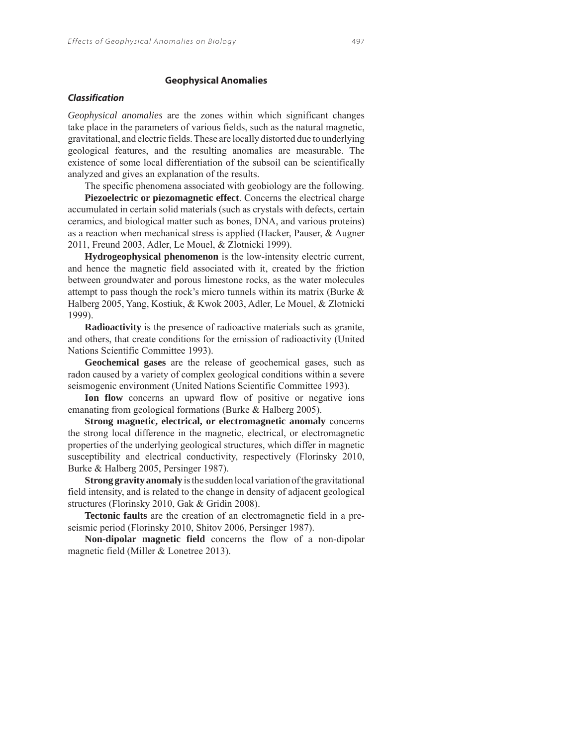## Geophysical Anomalies

### *Classification*

*Geophysical anomalies* are the zones within which significant changes take place in the parameters of various fields, such as the natural magnetic, gravitational, and electric fields. These are locally distorted due to underlying geological features, and the resulting anomalies are measurable. The existence of some local differentiation of the subsoil can be scientifically analyzed and gives an explanation of the results.

The specific phenomena associated with geobiology are the following.

**Piezoelectric or piezomagnetic effect**. Concerns the electrical charge accumulated in certain solid materials (such as crystals with defects, certain ceramics, and biological matter such as bones, DNA, and various proteins) as a reaction when mechanical stress is applied (Hacker, Pauser, & Augner 2011, Freund 2003, Adler, Le Mouel, & Zlotnicki 1999).

**Hydrogeophysical phenomenon** is the low-intensity electric current, and hence the magnetic field associated with it, created by the friction between groundwater and porous limestone rocks, as the water molecules attempt to pass though the rock's micro tunnels within its matrix (Burke & Halberg 2005, Yang, Kostiuk, & Kwok 2003, Adler, Le Mouel, & Zlotnicki 1999).

**Radioactivity** is the presence of radioactive materials such as granite, and others, that create conditions for the emission of radioactivity (United Nations Scientific Committee 1993).

**Geochemical gases** are the release of geochemical gases, such as radon caused by a variety of complex geological conditions within a severe seismogenic environment (United Nations Scientific Committee 1993).

**Ion flow** concerns an upward flow of positive or negative ions emanating from geological formations (Burke & Halberg 2005).

**Strong magnetic, electrical, or electromagnetic anomaly** concerns the strong local difference in the magnetic, electrical, or electromagnetic properties of the underlying geological structures, which differ in magnetic susceptibility and electrical conductivity, respectively (Florinsky 2010, Burke & Halberg 2005, Persinger 1987).

**Strong gravity anomaly** is the sudden local variation of the gravitational field intensity, and is related to the change in density of adjacent geological structures (Florinsky 2010, Gak & Gridin 2008).

**Tectonic faults** are the creation of an electromagnetic field in a pre-seismic period (Florinsky 2010, Shitov 2006, Persinger 1987).

**Non-dipolar magnetic field** concerns the flow of a non-dipolar magnetic field (Miller & Lonetree 2013).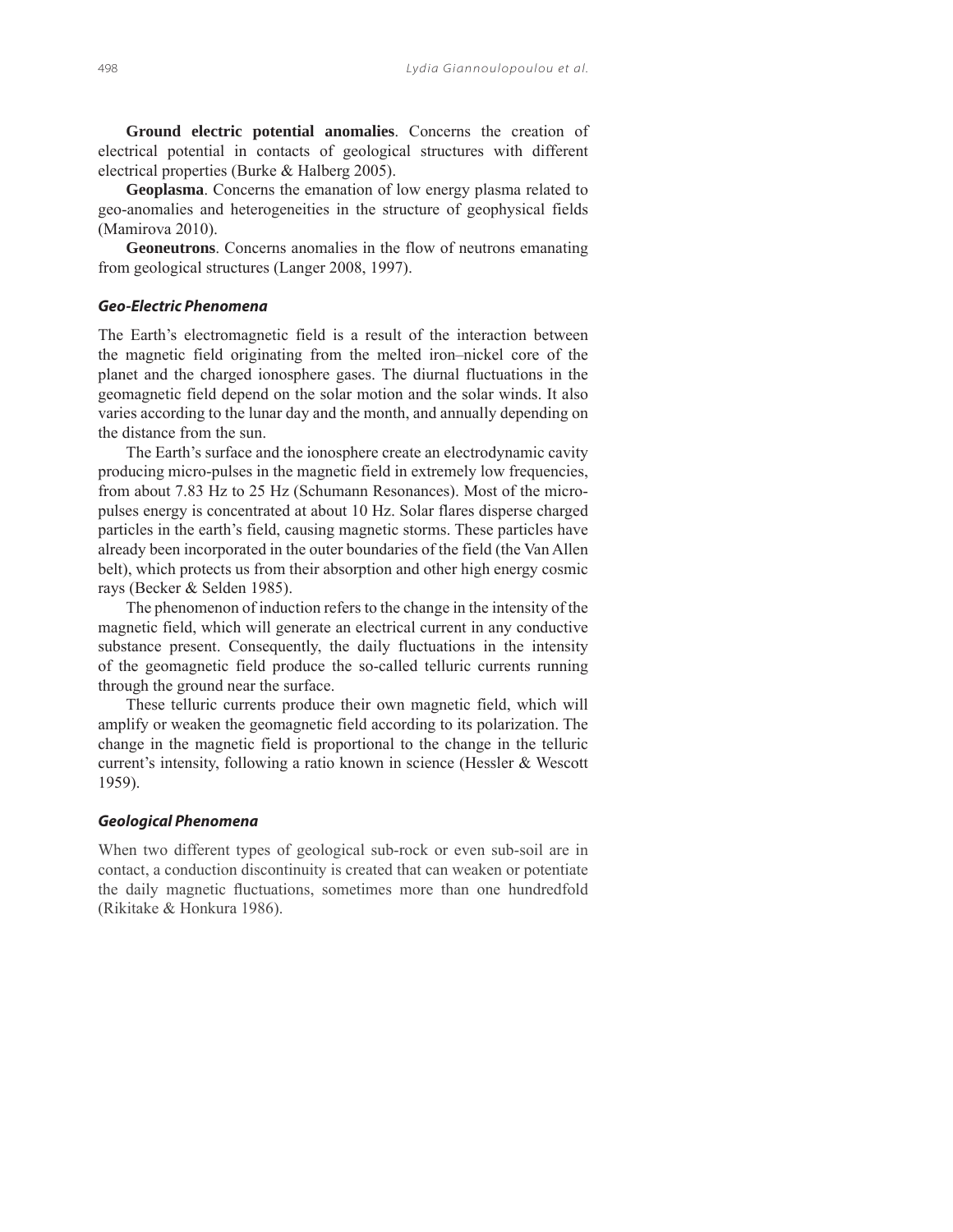**Ground electric potential anomalies**. Concerns the creation of electrical potential in contacts of geological structures with different electrical properties (Burke & Halberg 2005).

**Geoplasma**. Concerns the emanation of low energy plasma related to geo-anomalies and heterogeneities in the structure of geophysical fields (Mamirova 2010).

**Geoneutrons**. Concerns anomalies in the flow of neutrons emanating from geological structures (Langer 2008, 1997).

### *Geo-Electric Phenomena*

The Earth's electromagnetic field is a result of the interaction between the magnetic field originating from the melted iron–nickel core of the planet and the charged ionosphere gases. The diurnal fluctuations in the geomagnetic field depend on the solar motion and the solar winds. It also varies according to the lunar day and the month, and annually depending on the distance from the sun.

The Earth's surface and the ionosphere create an electrodynamic cavity producing micro-pulses in the magnetic field in extremely low frequencies, from about 7.83 Hz to 25 Hz (Schumann Resonances). Most of the micro-pulses energy is concentrated at about 10 Hz. Solar flares disperse charged particles in the earth's field, causing magnetic storms. These particles have already been incorporated in the outer boundaries of the field (the Van Allen belt), which protects us from their absorption and other high energy cosmic rays (Becker & Selden 1985).

The phenomenon of induction refers to the change in the intensity of the magnetic field, which will generate an electrical current in any conductive substance present. Consequently, the daily fluctuations in the intensity of the geomagnetic field produce the so-called telluric currents running through the ground near the surface.

These telluric currents produce their own magnetic field, which will amplify or weaken the geomagnetic field according to its polarization. The change in the magnetic field is proportional to the change in the telluric current's intensity, following a ratio known in science (Hessler & Wescott 1959).

### *Geological Phenomena*

When two different types of geological sub-rock or even sub-soil are in contact, a conduction discontinuity is created that can weaken or potentiate the daily magnetic fluctuations, sometimes more than one hundredfold (Rikitake & Honkura 1986).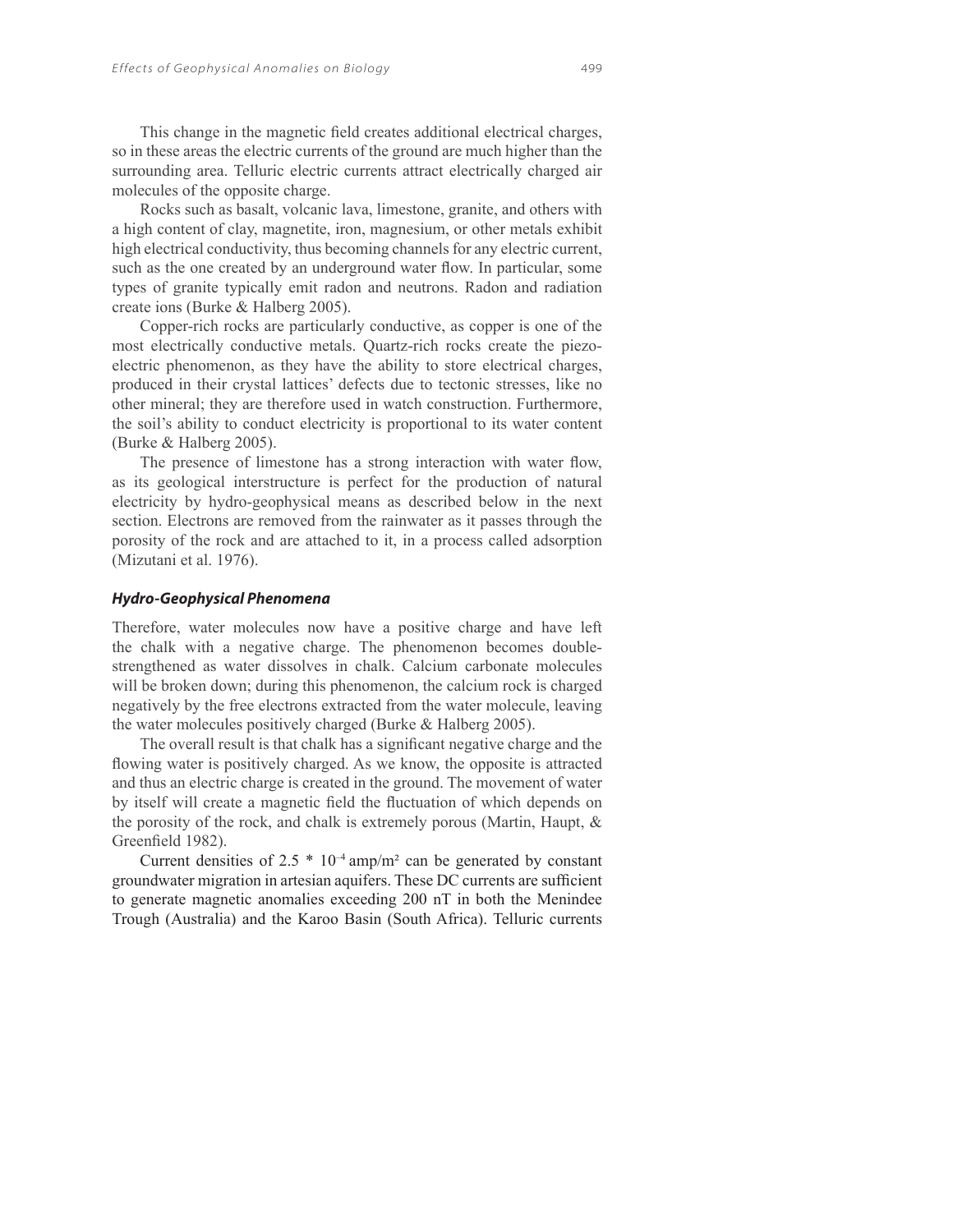This change in the magnetic field creates additional electrical charges, so in these areas the electric currents of the ground are much higher than the surrounding area. Telluric electric currents attract electrically charged air molecules of the opposite charge.

Rocks such as basalt, volcanic lava, limestone, granite, and others with a high content of clay, magnetite, iron, magnesium, or other metals exhibit high electrical conductivity, thus becoming channels for any electric current, such as the one created by an underground water flow. In particular, some types of granite typically emit radon and neutrons. Radon and radiation create ions (Burke & Halberg 2005).

Copper-rich rocks are particularly conductive, as copper is one of the most electrically conductive metals. Quartz-rich rocks create the piezoelectric phenomenon, as they have the ability to store electrical charges, produced in their crystal lattices' defects due to tectonic stresses, like no other mineral; they are therefore used in watch construction. Furthermore, the soil's ability to conduct electricity is proportional to its water content (Burke & Halberg 2005).

The presence of limestone has a strong interaction with water flow, as its geological interstructure is perfect for the production of natural electricity by hydro-geophysical means as described below in the next section. Electrons are removed from the rainwater as it passes through the porosity of the rock and are attached to it, in a process called adsorption (Mizutani et al. 1976).

### *Hydro-Geophysical Phenomena*

Therefore, water molecules now have a positive charge and have left the chalk with a negative charge. The phenomenon becomes double-strengthened as water dissolves in chalk. Calcium carbonate molecules will be broken down; during this phenomenon, the calcium rock is charged negatively by the free electrons extracted from the water molecule, leaving the water molecules positively charged (Burke & Halberg 2005).

The overall result is that chalk has a significant negative charge and the flowing water is positively charged. As we know, the opposite is attracted and thus an electric charge is created in the ground. The movement of water by itself will create a magnetic field the fluctuation of which depends on the porosity of the rock, and chalk is extremely porous (Martin, Haupt, & Greenfield 1982).

Current densities of $2.5 * 10^{-4}$ amp/m² can be generated by constant groundwater migration in artesian aquifers. These DC currents are sufficient to generate magnetic anomalies exceeding 200 nT in both the Menindee Trough (Australia) and the Karoo Basin (South Africa). Telluric currents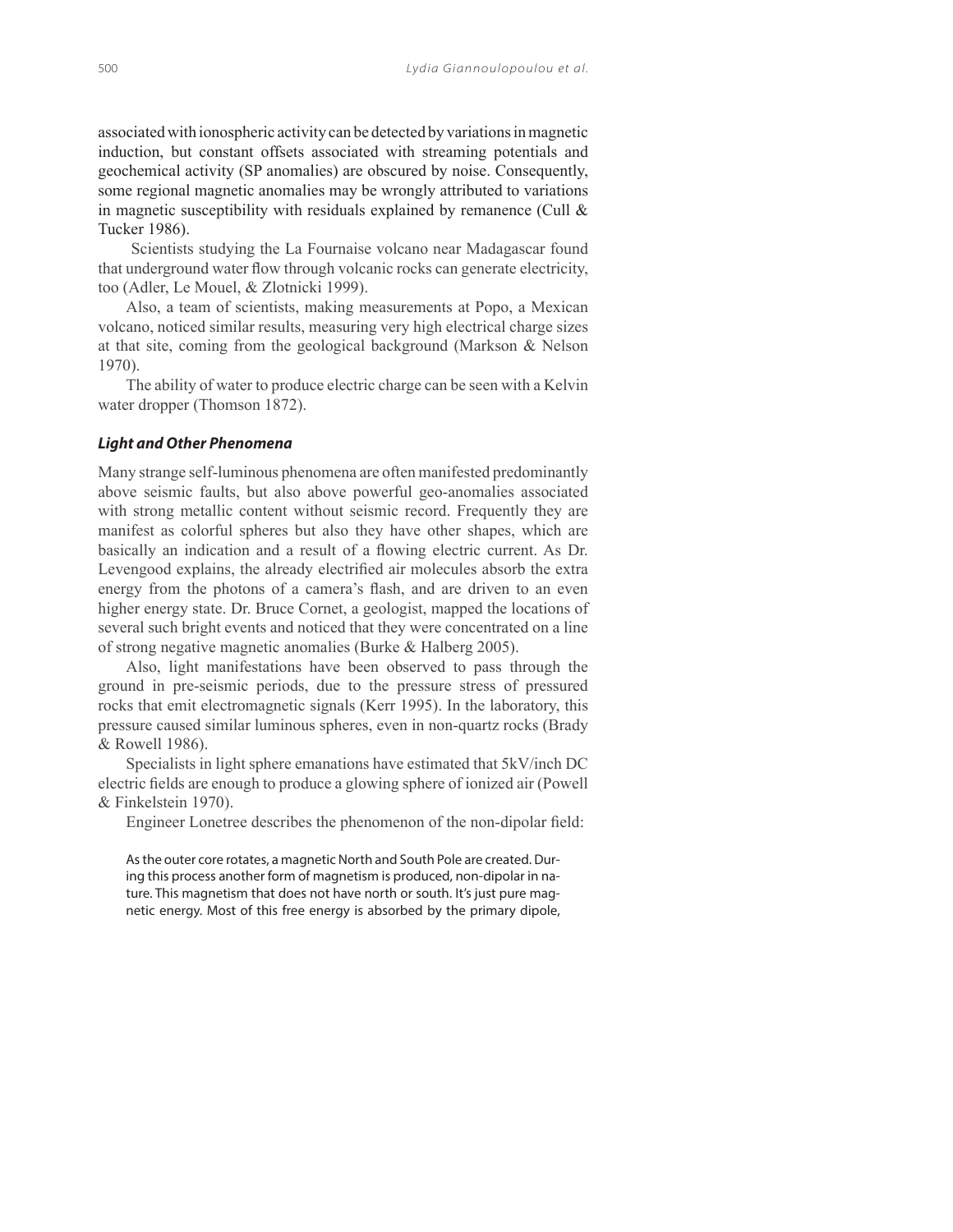associated with ionospheric activity can be detected by variations in magnetic induction, but constant offsets associated with streaming potentials and geochemical activity (SP anomalies) are obscured by noise. Consequently, some regional magnetic anomalies may be wrongly attributed to variations in magnetic susceptibility with residuals explained by remanence (Cull & Tucker 1986).

Scientists studying the La Fournaise volcano near Madagascar found that underground water flow through volcanic rocks can generate electricity, too (Adler, Le Mouel, & Zlotnicki 1999).

Also, a team of scientists, making measurements at Popo, a Mexican volcano, noticed similar results, measuring very high electrical charge sizes at that site, coming from the geological background (Markson & Nelson 1970).

The ability of water to produce electric charge can be seen with a Kelvin water dropper (Thomson 1872).

### *Light and Other Phenomena*

Many strange self-luminous phenomena are often manifested predominantly above seismic faults, but also above powerful geo-anomalies associated with strong metallic content without seismic record. Frequently they are manifest as colorful spheres but also they have other shapes, which are basically an indication and a result of a flowing electric current. As Dr. Levengood explains, the already electrified air molecules absorb the extra energy from the photons of a camera's flash, and are driven to an even higher energy state. Dr. Bruce Cornet, a geologist, mapped the locations of several such bright events and noticed that they were concentrated on a line of strong negative magnetic anomalies (Burke & Halberg 2005).

Also, light manifestations have been observed to pass through the ground in pre-seismic periods, due to the pressure stress of pressured rocks that emit electromagnetic signals (Kerr 1995). In the laboratory, this pressure caused similar luminous spheres, even in non-quartz rocks (Brady & Rowell 1986).

Specialists in light sphere emanations have estimated that 5kV/inch DC electric fields are enough to produce a glowing sphere of ionized air (Powell & Finkelstein 1970).

Engineer Lonetree describes the phenomenon of the non-dipolar field:

> As the outer core rotates, a magnetic North and South Pole are created. During this process another form of magnetism is produced, non-dipolar in nature. This magnetism that does not have north or south. It's just pure magnetic energy. Most of this free energy is absorbed by the primary dipole,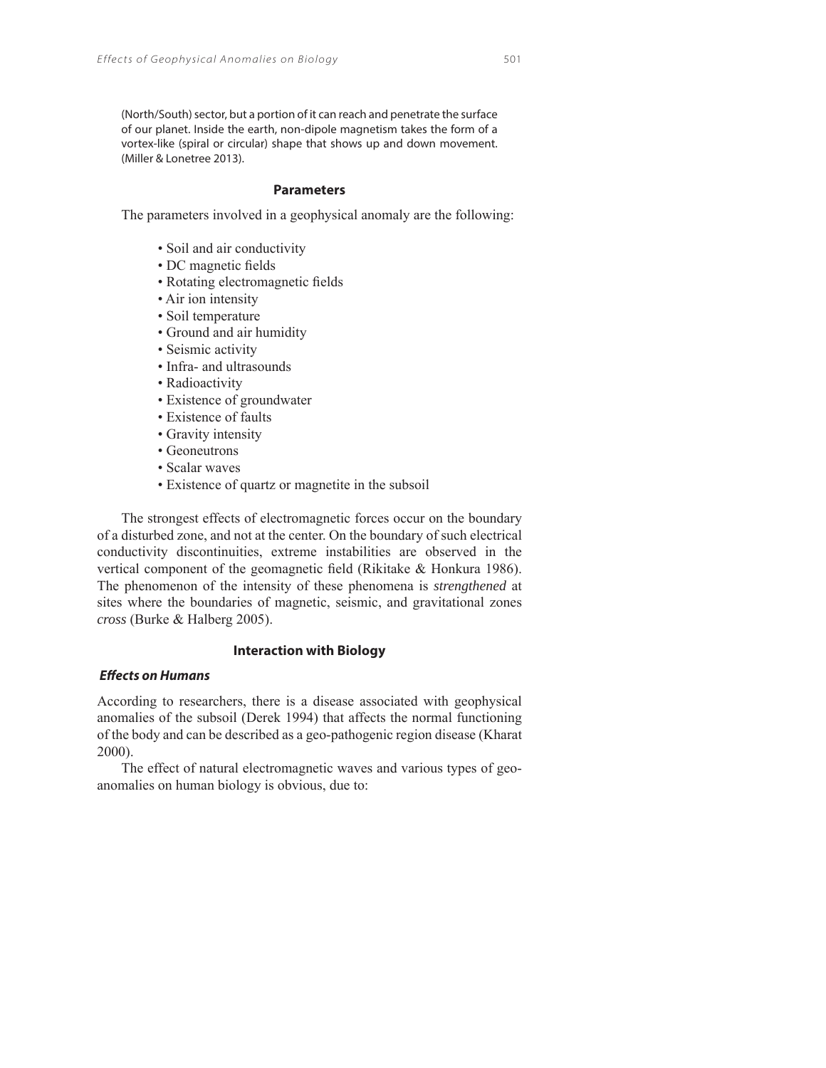(North/South) sector, but a portion of it can reach and penetrate the surface of our planet. Inside the earth, non-dipole magnetism takes the form of a vortex-like (spiral or circular) shape that shows up and down movement. (Miller & Lonetree 2013).

## Parameters

The parameters involved in a geophysical anomaly are the following:

- Soil and air conductivity
- DC magnetic fields
- Rotating electromagnetic fields
- Air ion intensity
- Soil temperature
- Ground and air humidity
- Seismic activity
- Infra- and ultrasounds
- Radioactivity
- Existence of groundwater
- Existence of faults
- Gravity intensity
- Geoneutrons
- Scalar waves
- Existence of quartz or magnetite in the subsoil

The strongest effects of electromagnetic forces occur on the boundary of a disturbed zone, and not at the center. On the boundary of such electrical conductivity discontinuities, extreme instabilities are observed in the vertical component of the geomagnetic field (Rikitake & Honkura 1986). The phenomenon of the intensity of these phenomena is *strengthened* at sites where the boundaries of magnetic, seismic, and gravitational zones *cross* (Burke & Halberg 2005).

## Interaction with Biology

### *Effects on Humans*

According to researchers, there is a disease associated with geophysical anomalies of the subsoil (Derek 1994) that affects the normal functioning of the body and can be described as a geo-pathogenic region disease (Kharat 2000).

The effect of natural electromagnetic waves and various types of geo-anomalies on human biology is obvious, due to: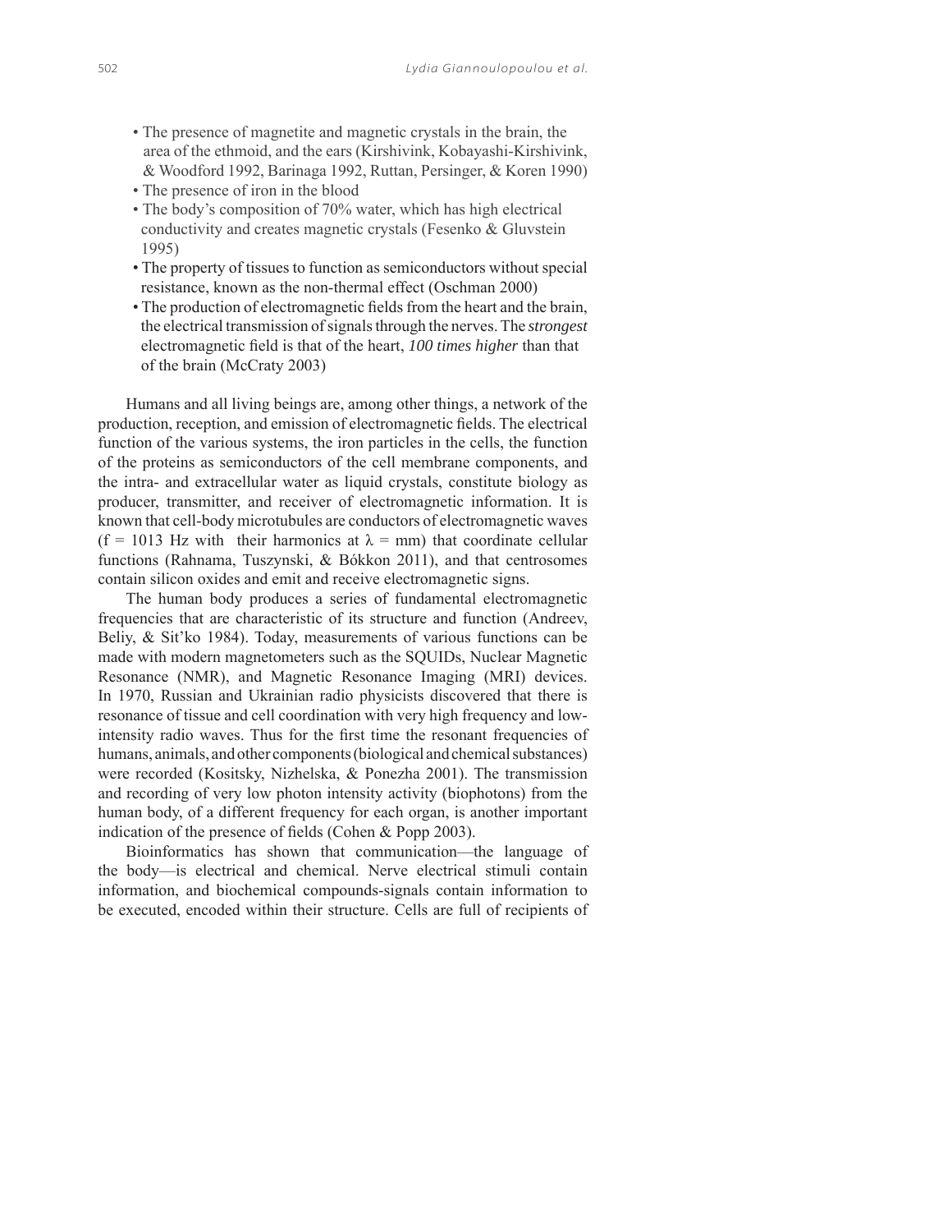- The presence of magnetite and magnetic crystals in the brain, the area of the ethmoid, and the ears (Kirshivink, Kobayashi-Kirshivink, & Woodford 1992, Barinaga 1992, Ruttan, Persinger, & Koren 1990)
- The presence of iron in the blood
- The body's composition of 70% water, which has high electrical conductivity and creates magnetic crystals (Fesenko & Gluvstein 1995)
- The property of tissues to function as semiconductors without special resistance, known as the non-thermal effect (Oschman 2000)
- The production of electromagnetic fields from the heart and the brain, the electrical transmission of signals through the nerves. The *strongest* electromagnetic field is that of the heart, *100 times higher* than that of the brain (McCraty 2003)

Humans and all living beings are, among other things, a network of the production, reception, and emission of electromagnetic fields. The electrical function of the various systems, the iron particles in the cells, the function of the proteins as semiconductors of the cell membrane components, and the intra- and extracellular water as liquid crystals, constitute biology as producer, transmitter, and receiver of electromagnetic information. It is known that cell-body microtubules are conductors of electromagnetic waves ($f = 1013$ Hz with their harmonics at $\lambda =$ mm) that coordinate cellular functions (Rahnama, Tuszynski, & Bókkon 2011), and that centrosomes contain silicon oxides and emit and receive electromagnetic signs.

The human body produces a series of fundamental electromagnetic frequencies that are characteristic of its structure and function (Andreev, Beliy, & Sit'ko 1984). Today, measurements of various functions can be made with modern magnetometers such as the SQUIDs, Nuclear Magnetic Resonance (NMR), and Magnetic Resonance Imaging (MRI) devices. In 1970, Russian and Ukrainian radio physicists discovered that there is resonance of tissue and cell coordination with very high frequency and low-intensity radio waves. Thus for the first time the resonant frequencies of humans, animals, and other components (biological and chemical substances) were recorded (Kositsky, Nizhelska, & Ponezha 2001). The transmission and recording of very low photon intensity activity (biophotons) from the human body, of a different frequency for each organ, is another important indication of the presence of fields (Cohen & Popp 2003).

Bioinformatics has shown that communication—the language of the body—is electrical and chemical. Nerve electrical stimuli contain information, and biochemical compounds-signals contain information to be executed, encoded within their structure. Cells are full of recipients of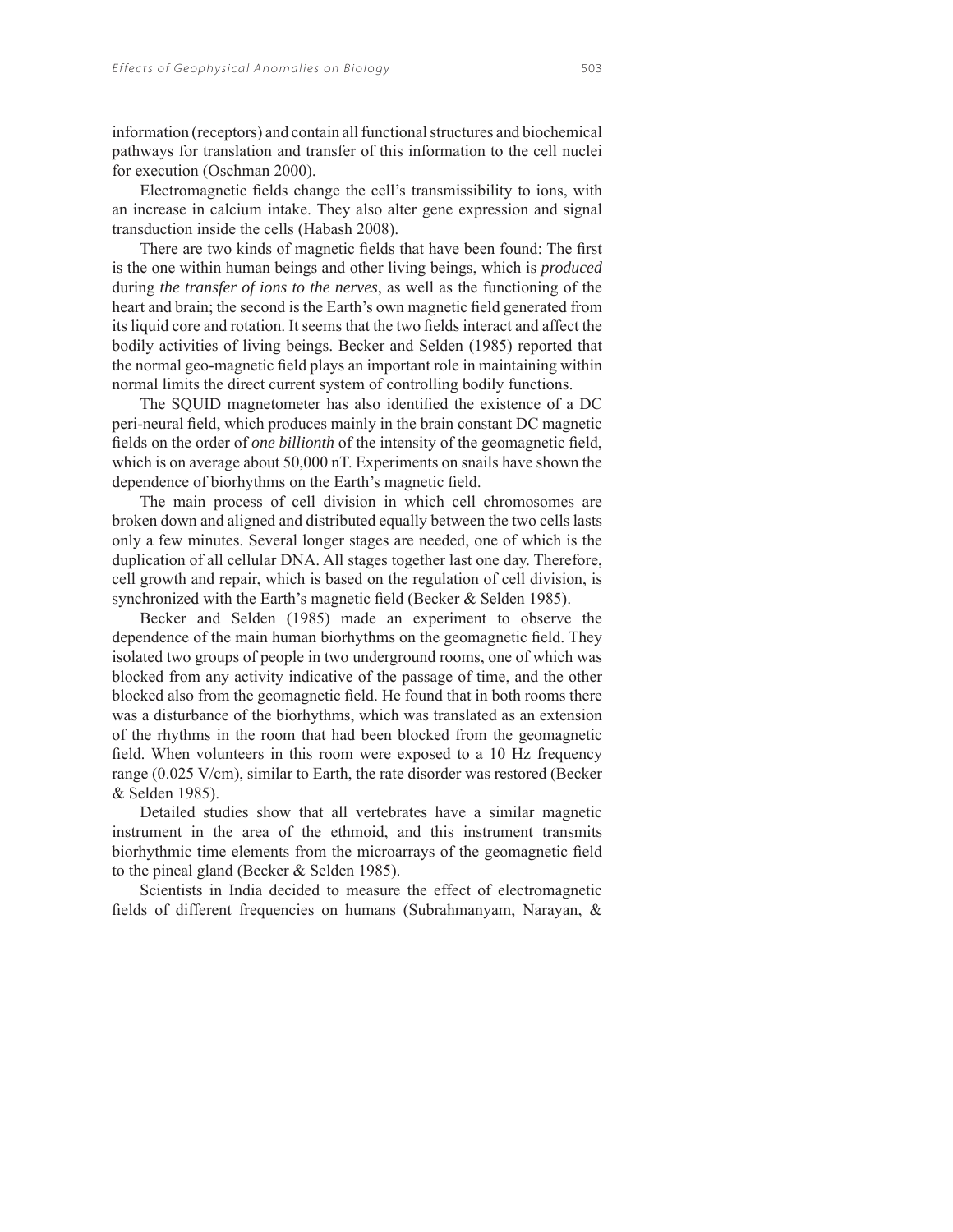information (receptors) and contain all functional structures and biochemical pathways for translation and transfer of this information to the cell nuclei for execution (Oschman 2000).

Electromagnetic fields change the cell's transmissibility to ions, with an increase in calcium intake. They also alter gene expression and signal transduction inside the cells (Habash 2008).

There are two kinds of magnetic fields that have been found: The first is the one within human beings and other living beings, which is *produced* during *the transfer of ions to the nerves*, as well as the functioning of the heart and brain; the second is the Earth's own magnetic field generated from its liquid core and rotation. It seems that the two fields interact and affect the bodily activities of living beings. Becker and Selden (1985) reported that the normal geo-magnetic field plays an important role in maintaining within normal limits the direct current system of controlling bodily functions.

The SQUID magnetometer has also identified the existence of a DC peri-neural field, which produces mainly in the brain constant DC magnetic fields on the order of *one billionth* of the intensity of the geomagnetic field, which is on average about 50,000 nT. Experiments on snails have shown the dependence of biorhythms on the Earth's magnetic field.

The main process of cell division in which cell chromosomes are broken down and aligned and distributed equally between the two cells lasts only a few minutes. Several longer stages are needed, one of which is the duplication of all cellular DNA. All stages together last one day. Therefore, cell growth and repair, which is based on the regulation of cell division, is synchronized with the Earth's magnetic field (Becker & Selden 1985).

Becker and Selden (1985) made an experiment to observe the dependence of the main human biorhythms on the geomagnetic field. They isolated two groups of people in two underground rooms, one of which was blocked from any activity indicative of the passage of time, and the other blocked also from the geomagnetic field. He found that in both rooms there was a disturbance of the biorhythms, which was translated as an extension of the rhythms in the room that had been blocked from the geomagnetic field. When volunteers in this room were exposed to a 10 Hz frequency range (0.025 V/cm), similar to Earth, the rate disorder was restored (Becker & Selden 1985).

Detailed studies show that all vertebrates have a similar magnetic instrument in the area of the ethmoid, and this instrument transmits biorhythmic time elements from the microarrays of the geomagnetic field to the pineal gland (Becker & Selden 1985).

Scientists in India decided to measure the effect of electromagnetic fields of different frequencies on humans (Subrahmanyam, Narayan, &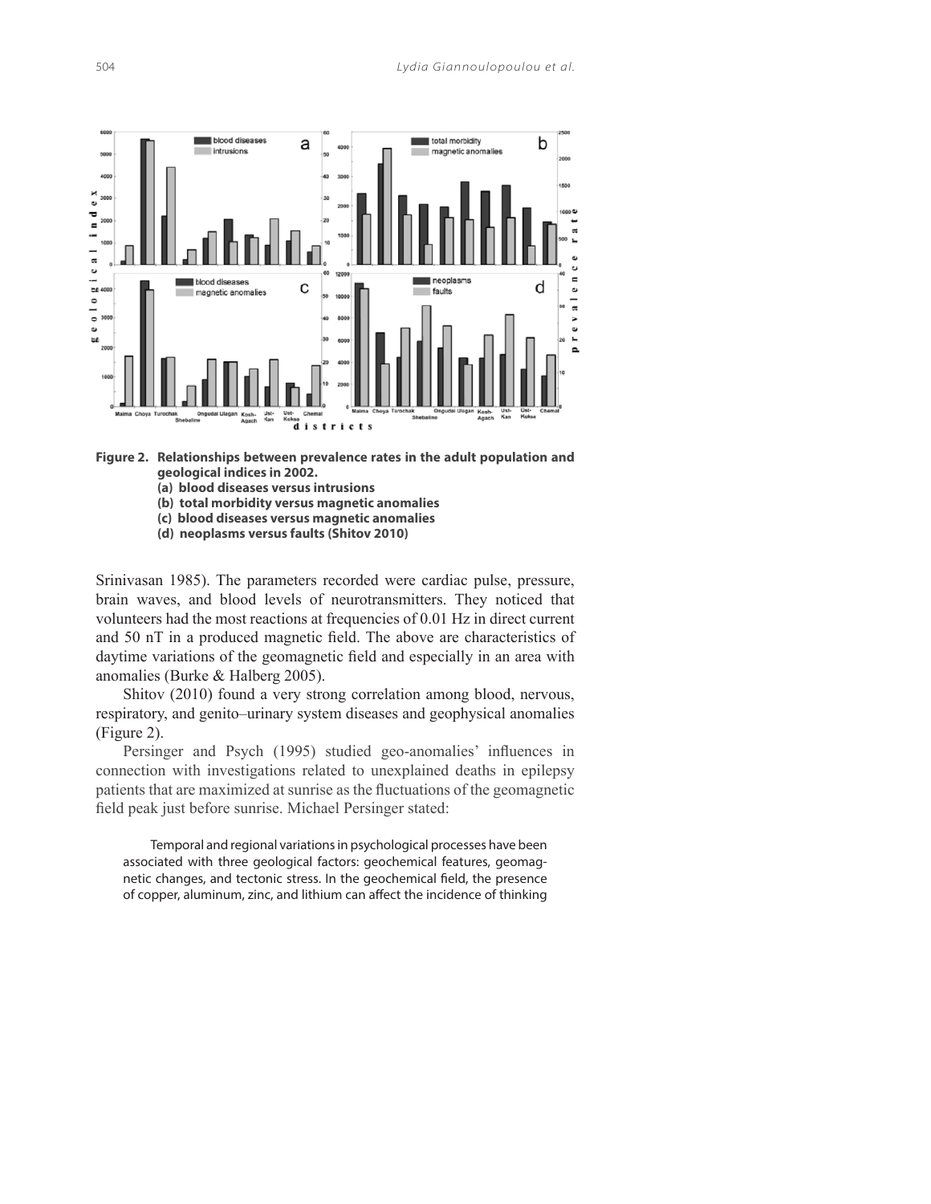**Figure 2. Relationships between prevalence rates in the adult population and geological indices in 2002.**
**(a) blood diseases versus intrusions**
**(b) total morbidity versus magnetic anomalies**
**(c) blood diseases versus magnetic anomalies**
**(d) neoplasms versus faults (Shitov 2010)**

Srinivasan 1985). The parameters recorded were cardiac pulse, pressure, brain waves, and blood levels of neurotransmitters. They noticed that volunteers had the most reactions at frequencies of 0.01 Hz in direct current and 50 nT in a produced magnetic field. The above are characteristics of daytime variations of the geomagnetic field and especially in an area with anomalies (Burke & Halberg 2005).

Shitov (2010) found a very strong correlation among blood, nervous, respiratory, and genito–urinary system diseases and geophysical anomalies (Figure 2).

Persinger and Psych (1995) studied geo-anomalies' influences in connection with investigations related to unexplained deaths in epilepsy patients that are maximized at sunrise as the fluctuations of the geomagnetic field peak just before sunrise. Michael Persinger stated:

> Temporal and regional variations in psychological processes have been associated with three geological factors: geochemical features, geomagnetic changes, and tectonic stress. In the geochemical field, the presence of copper, aluminum, zinc, and lithium can affect the incidence of thinking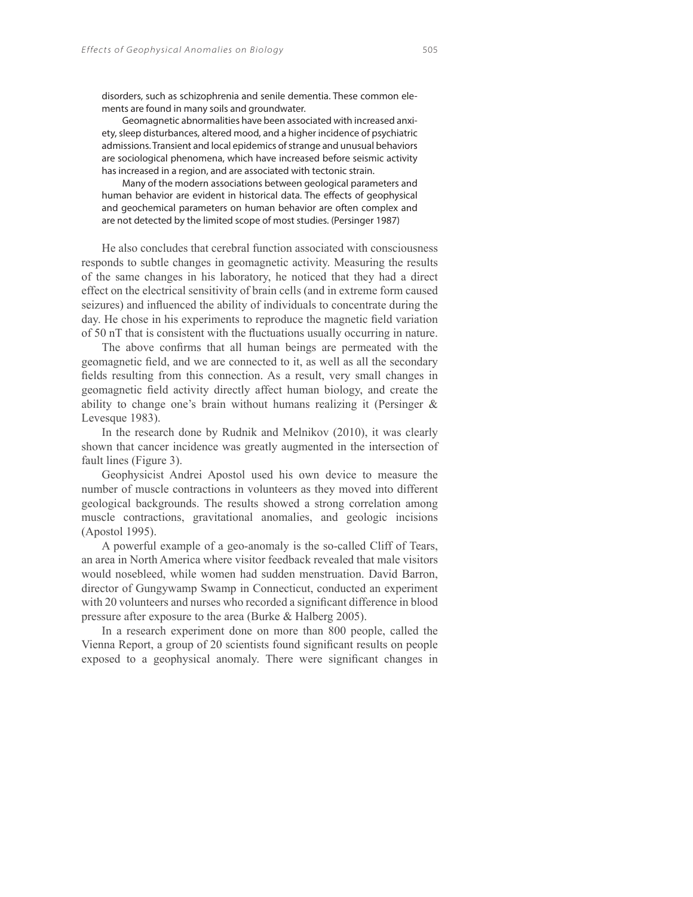disorders, such as schizophrenia and senile dementia. These common elements are found in many soils and groundwater.

Geomagnetic abnormalities have been associated with increased anxiety, sleep disturbances, altered mood, and a higher incidence of psychiatric admissions. Transient and local epidemics of strange and unusual behaviors are sociological phenomena, which have increased before seismic activity has increased in a region, and are associated with tectonic strain.

Many of the modern associations between geological parameters and human behavior are evident in historical data. The effects of geophysical and geochemical parameters on human behavior are often complex and are not detected by the limited scope of most studies. (Persinger 1987)

He also concludes that cerebral function associated with consciousness responds to subtle changes in geomagnetic activity. Measuring the results of the same changes in his laboratory, he noticed that they had a direct effect on the electrical sensitivity of brain cells (and in extreme form caused seizures) and influenced the ability of individuals to concentrate during the day. He chose in his experiments to reproduce the magnetic field variation of 50 nT that is consistent with the fluctuations usually occurring in nature.

The above confirms that all human beings are permeated with the geomagnetic field, and we are connected to it, as well as all the secondary fields resulting from this connection. As a result, very small changes in geomagnetic field activity directly affect human biology, and create the ability to change one's brain without humans realizing it (Persinger & Levesque 1983).

In the research done by Rudnik and Melnikov (2010), it was clearly shown that cancer incidence was greatly augmented in the intersection of fault lines (Figure 3).

Geophysicist Andrei Apostol used his own device to measure the number of muscle contractions in volunteers as they moved into different geological backgrounds. The results showed a strong correlation among muscle contractions, gravitational anomalies, and geologic incisions (Apostol 1995).

A powerful example of a geo-anomaly is the so-called Cliff of Tears, an area in North America where visitor feedback revealed that male visitors would nosebleed, while women had sudden menstruation. David Barron, director of Gungywamp Swamp in Connecticut, conducted an experiment with 20 volunteers and nurses who recorded a significant difference in blood pressure after exposure to the area (Burke & Halberg 2005).

In a research experiment done on more than 800 people, called the Vienna Report, a group of 20 scientists found significant results on people exposed to a geophysical anomaly. There were significant changes in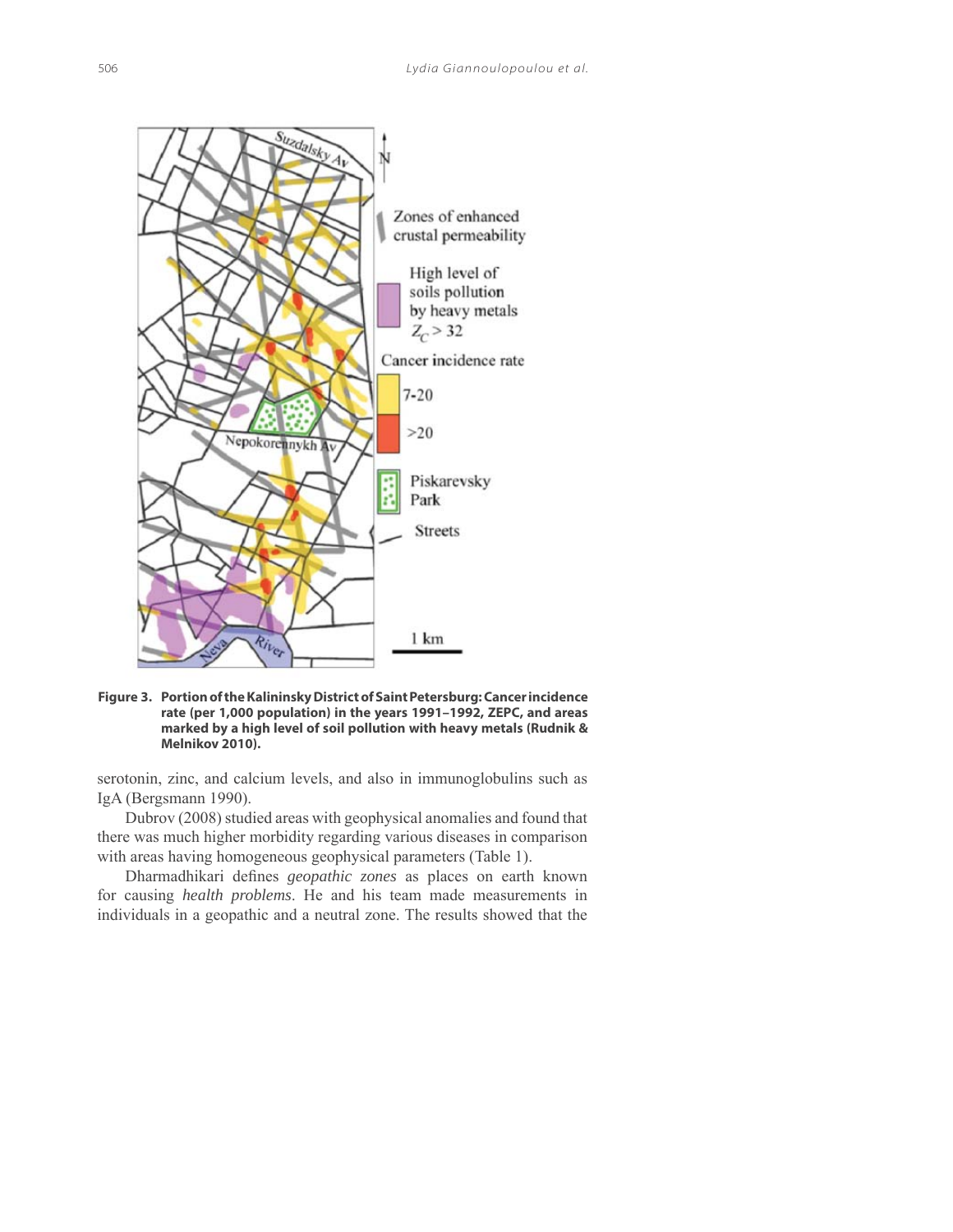**Figure 3. Portion of the Kalininsky District of Saint Petersburg: Cancer incidence rate (per 1,000 population) in the years 1991–1992, ZEPC, and areas marked by a high level of soil pollution with heavy metals (Rudnik & Melnikov 2010).**

serotonin, zinc, and calcium levels, and also in immunoglobulins such as IgA (Bergsmann 1990).

Dubrov (2008) studied areas with geophysical anomalies and found that there was much higher morbidity regarding various diseases in comparison with areas having homogeneous geophysical parameters (Table 1).

Dharmadhikari defines *geopathic zones* as places on earth known for causing *health problems*. He and his team made measurements in individuals in a geopathic and a neutral zone. The results showed that the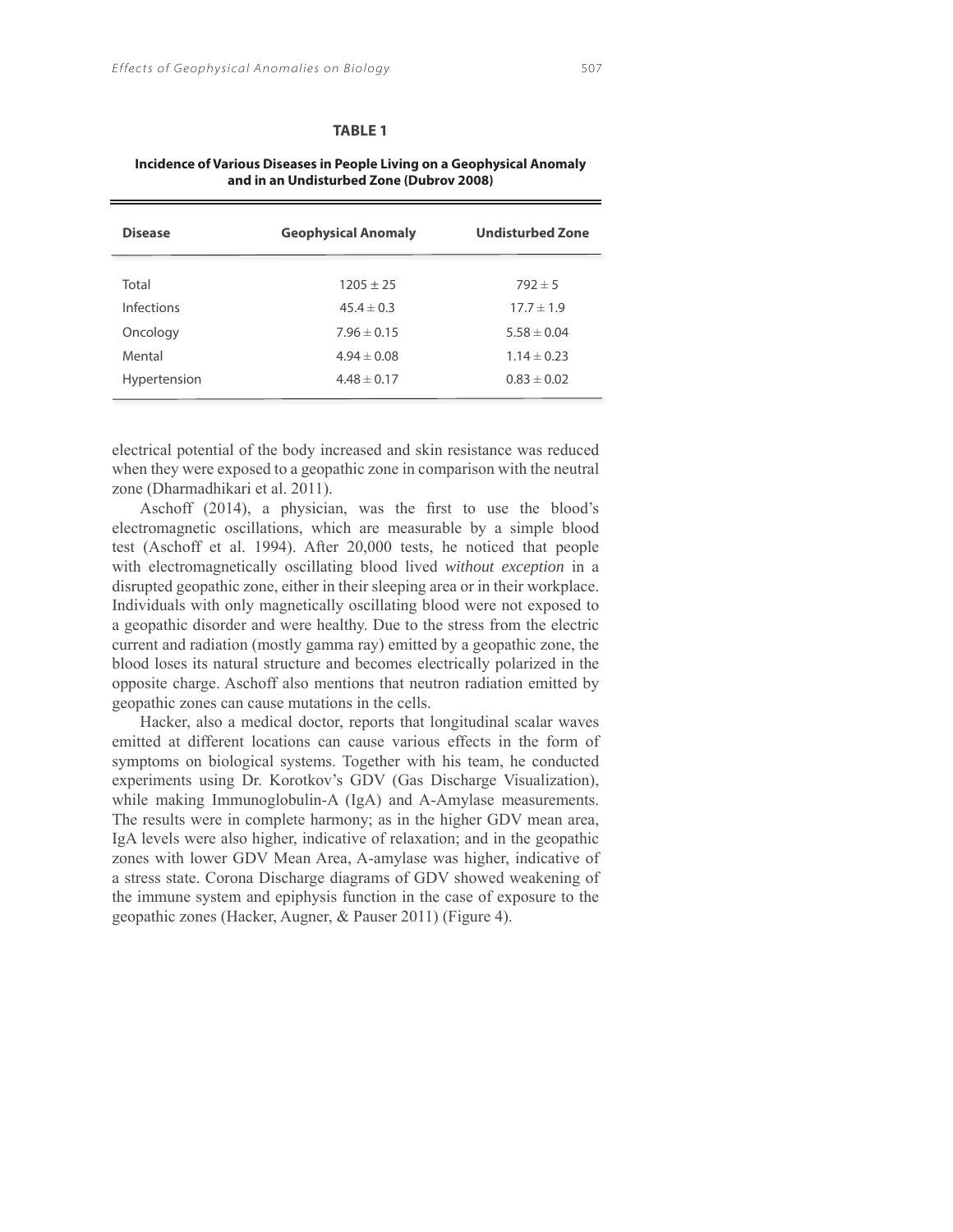**TABLE 1**

**Incidence of Various Diseases in People Living on a Geophysical Anomaly and in an Undisturbed Zone (Dubrov 2008)**

| Disease | Geophysical Anomaly | Undisturbed Zone |
|---|---|---|
| Total | $1205 \pm 25$ | $792 \pm 5$ |
| Infections | $45.4 \pm 0.3$ | $17.7 \pm 1.9$ |
| Oncology | $7.96 \pm 0.15$ | $5.58 \pm 0.04$ |
| Mental | $4.94 \pm 0.08$ | $1.14 \pm 0.23$ |
| Hypertension | $4.48 \pm 0.17$ | $0.83 \pm 0.02$ |

electrical potential of the body increased and skin resistance was reduced when they were exposed to a geopathic zone in comparison with the neutral zone (Dharmadhikari et al. 2011).

Aschoff (2014), a physician, was the first to use the blood's electromagnetic oscillations, which are measurable by a simple blood test (Aschoff et al. 1994). After 20,000 tests, he noticed that people with electromagnetically oscillating blood lived *without exception* in a disrupted geopathic zone, either in their sleeping area or in their workplace. Individuals with only magnetically oscillating blood were not exposed to a geopathic disorder and were healthy. Due to the stress from the electric current and radiation (mostly gamma ray) emitted by a geopathic zone, the blood loses its natural structure and becomes electrically polarized in the opposite charge. Aschoff also mentions that neutron radiation emitted by geopathic zones can cause mutations in the cells.

Hacker, also a medical doctor, reports that longitudinal scalar waves emitted at different locations can cause various effects in the form of symptoms on biological systems. Together with his team, he conducted experiments using Dr. Korotkov's GDV (Gas Discharge Visualization), while making Immunoglobulin-A (IgA) and A-Amylase measurements. The results were in complete harmony; as in the higher GDV mean area, IgA levels were also higher, indicative of relaxation; and in the geopathic zones with lower GDV Mean Area, A-amylase was higher, indicative of a stress state. Corona Discharge diagrams of GDV showed weakening of the immune system and epiphysis function in the case of exposure to the geopathic zones (Hacker, Augner, & Pauser 2011) (Figure 4).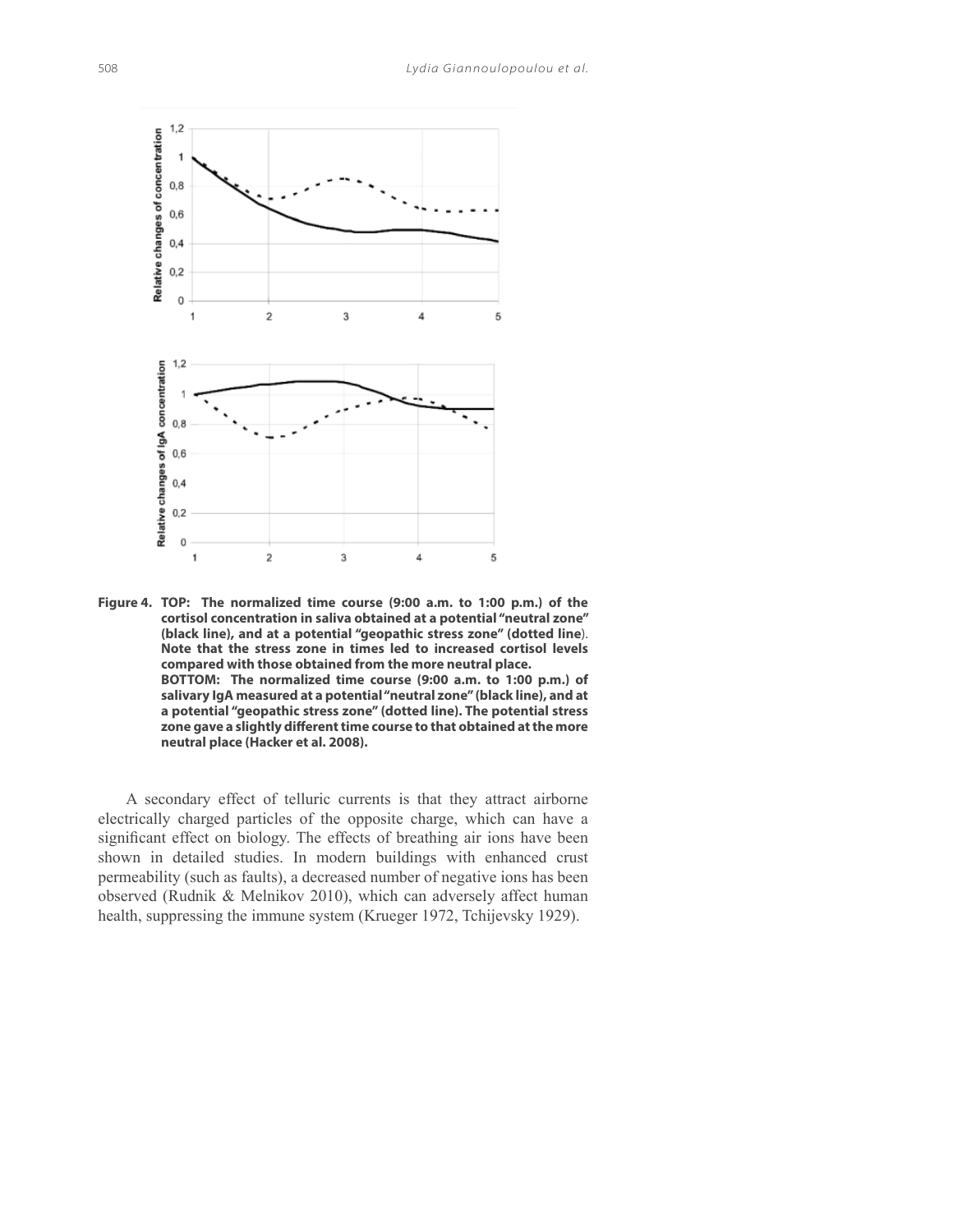**Figure 4. TOP: The normalized time course (9:00 a.m. to 1:00 p.m.) of the cortisol concentration in saliva obtained at a potential "neutral zone" (black line), and at a potential "geopathic stress zone" (dotted line). Note that the stress zone in times led to increased cortisol levels compared with those obtained from the more neutral place. BOTTOM: The normalized time course (9:00 a.m. to 1:00 p.m.) of salivary IgA measured at a potential "neutral zone" (black line), and at a potential "geopathic stress zone" (dotted line). The potential stress zone gave a slightly different time course to that obtained at the more neutral place (Hacker et al. 2008).**

A secondary effect of telluric currents is that they attract airborne electrically charged particles of the opposite charge, which can have a significant effect on biology. The effects of breathing air ions have been shown in detailed studies. In modern buildings with enhanced crust permeability (such as faults), a decreased number of negative ions has been observed (Rudnik & Melnikov 2010), which can adversely affect human health, suppressing the immune system (Krueger 1972, Tchijevsky 1929).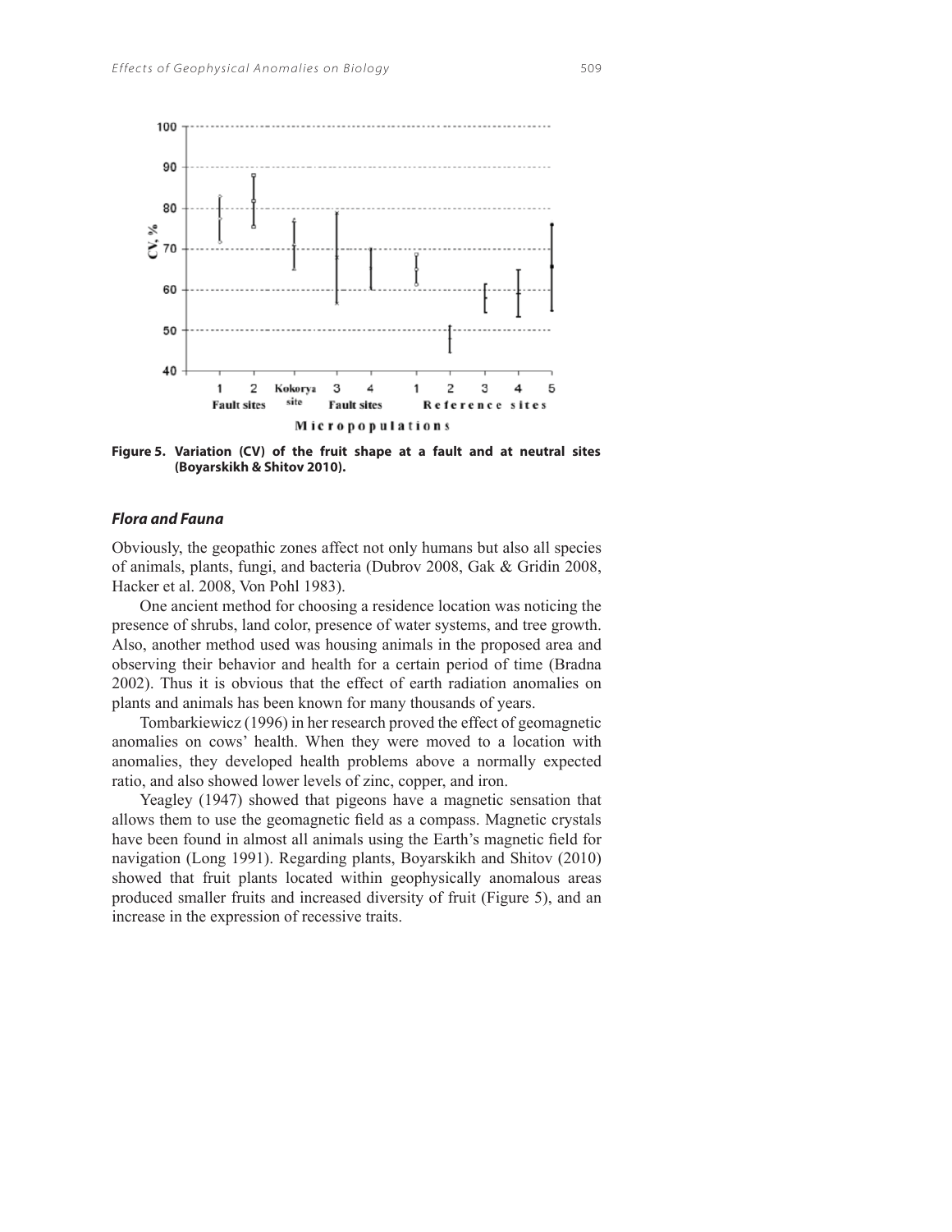**Figure 5. Variation (CV) of the fruit shape at a fault and at neutral sites (Boyarskikh & Shitov 2010).**

### *Flora and Fauna*

Obviously, the geopathic zones affect not only humans but also all species of animals, plants, fungi, and bacteria (Dubrov 2008, Gak & Gridin 2008, Hacker et al. 2008, Von Pohl 1983).

One ancient method for choosing a residence location was noticing the presence of shrubs, land color, presence of water systems, and tree growth. Also, another method used was housing animals in the proposed area and observing their behavior and health for a certain period of time (Bradna 2002). Thus it is obvious that the effect of earth radiation anomalies on plants and animals has been known for many thousands of years.

Tombarkiewicz (1996) in her research proved the effect of geomagnetic anomalies on cows' health. When they were moved to a location with anomalies, they developed health problems above a normally expected ratio, and also showed lower levels of zinc, copper, and iron.

Yeagley (1947) showed that pigeons have a magnetic sensation that allows them to use the geomagnetic field as a compass. Magnetic crystals have been found in almost all animals using the Earth's magnetic field for navigation (Long 1991). Regarding plants, Boyarskikh and Shitov (2010) showed that fruit plants located within geophysically anomalous areas produced smaller fruits and increased diversity of fruit (Figure 5), and an increase in the expression of recessive traits.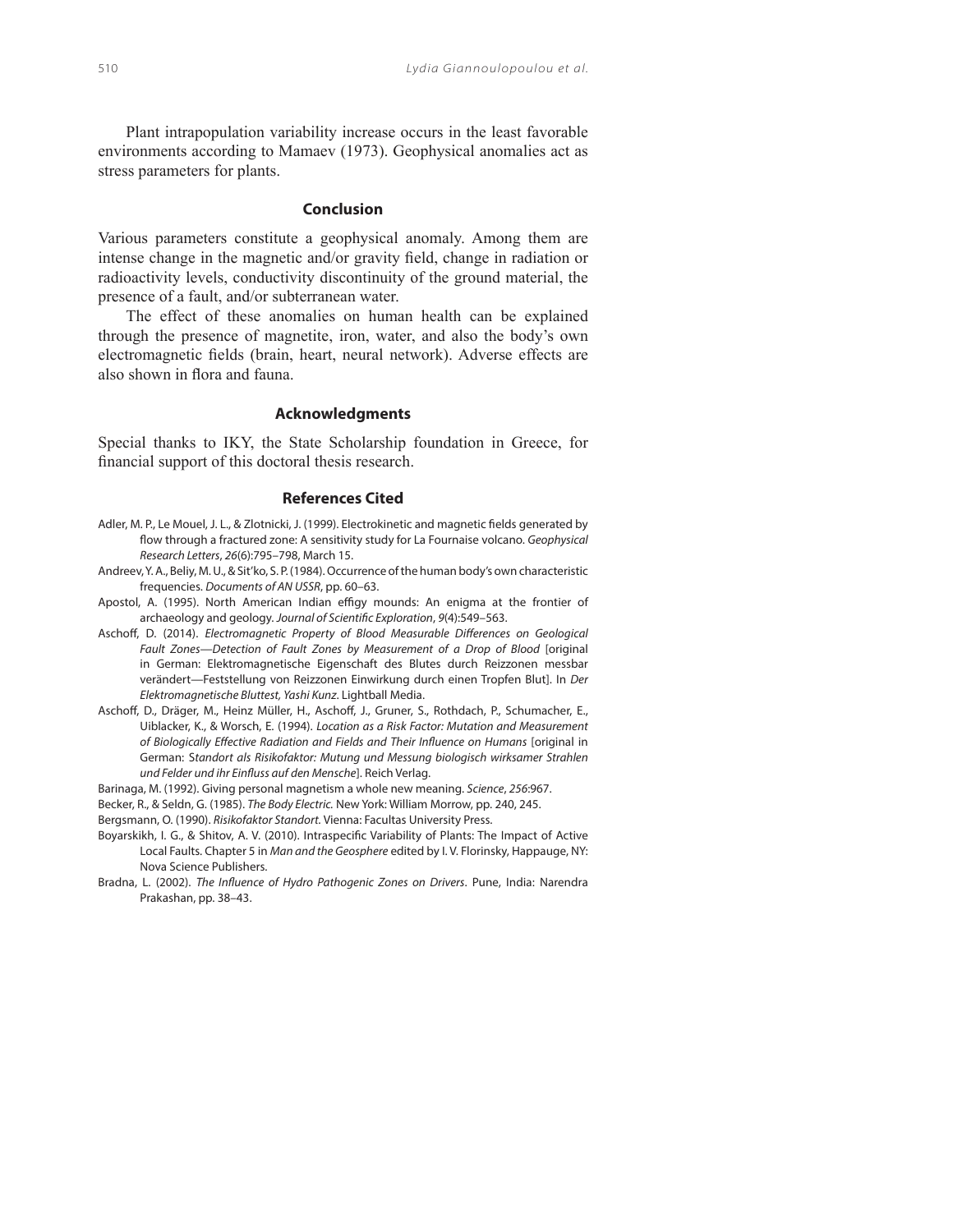Plant intrapopulation variability increase occurs in the least favorable environments according to Mamaev (1973). Geophysical anomalies act as stress parameters for plants.

## Conclusion

Various parameters constitute a geophysical anomaly. Among them are intense change in the magnetic and/or gravity field, change in radiation or radioactivity levels, conductivity discontinuity of the ground material, the presence of a fault, and/or subterranean water.

The effect of these anomalies on human health can be explained through the presence of magnetite, iron, water, and also the body's own electromagnetic fields (brain, heart, neural network). Adverse effects are also shown in flora and fauna.

## Acknowledgments

Special thanks to IKY, the State Scholarship foundation in Greece, for financial support of this doctoral thesis research.

## References Cited

Adler, M. P., Le Mouel, J. L., & Zlotnicki, J. (1999). Electrokinetic and magnetic fields generated by flow through a fractured zone: A sensitivity study for La Fournaise volcano. *Geophysical Research Letters*, *26*(6):795–798, March 15.

Andreev, Y. A., Beliy, M. U., & Sit'ko, S. P. (1984). Occurrence of the human body's own characteristic frequencies. *Documents of AN USSR*, pp. 60–63.

Apostol, A. (1995). North American Indian effigy mounds: An enigma at the frontier of archaeology and geology. *Journal of Scientific Exploration*, *9*(4):549–563.

Aschoff, D. (2014). *Electromagnetic Property of Blood Measurable Differences on Geological Fault Zones—Detection of Fault Zones by Measurement of a Drop of Blood* [original in German: Elektromagnetische Eigenschaft des Blutes durch Reizzonen messbar verändert—Feststellung von Reizzonen Einwirkung durch einen Tropfen Blut]. In *Der Elektromagnetische Bluttest, Yashi Kunz*. Lightball Media.

Aschoff, D., Dräger, M., Heinz Müller, H., Aschoff, J., Gruner, S., Rothdach, P., Schumacher, E., Uiblacker, K., & Worsch, E. (1994). *Location as a Risk Factor: Mutation and Measurement of Biologically Effective Radiation and Fields and Their Influence on Humans* [original in German: *Standort als Risikofaktor: Mutung und Messung biologisch wirksamer Strahlen und Felder und ihr Einfluss auf den Mensche*]. Reich Verlag.

Barinaga, M. (1992). Giving personal magnetism a whole new meaning. *Science*, *256*:967.

Becker, R., & Seldn, G. (1985). *The Body Electric.* New York: William Morrow, pp. 240, 245.

Bergsmann, O. (1990). *Risikofaktor Standort*. Vienna: Facultas University Press.

Boyarskikh, I. G., & Shitov, A. V. (2010). Intraspecific Variability of Plants: The Impact of Active Local Faults. Chapter 5 in *Man and the Geosphere* edited by I. V. Florinsky, Happauge, NY: Nova Science Publishers.

Bradna, L. (2002). *The Influence of Hydro Pathogenic Zones on Drivers*. Pune, India: Narendra Prakashan, pp. 38–43.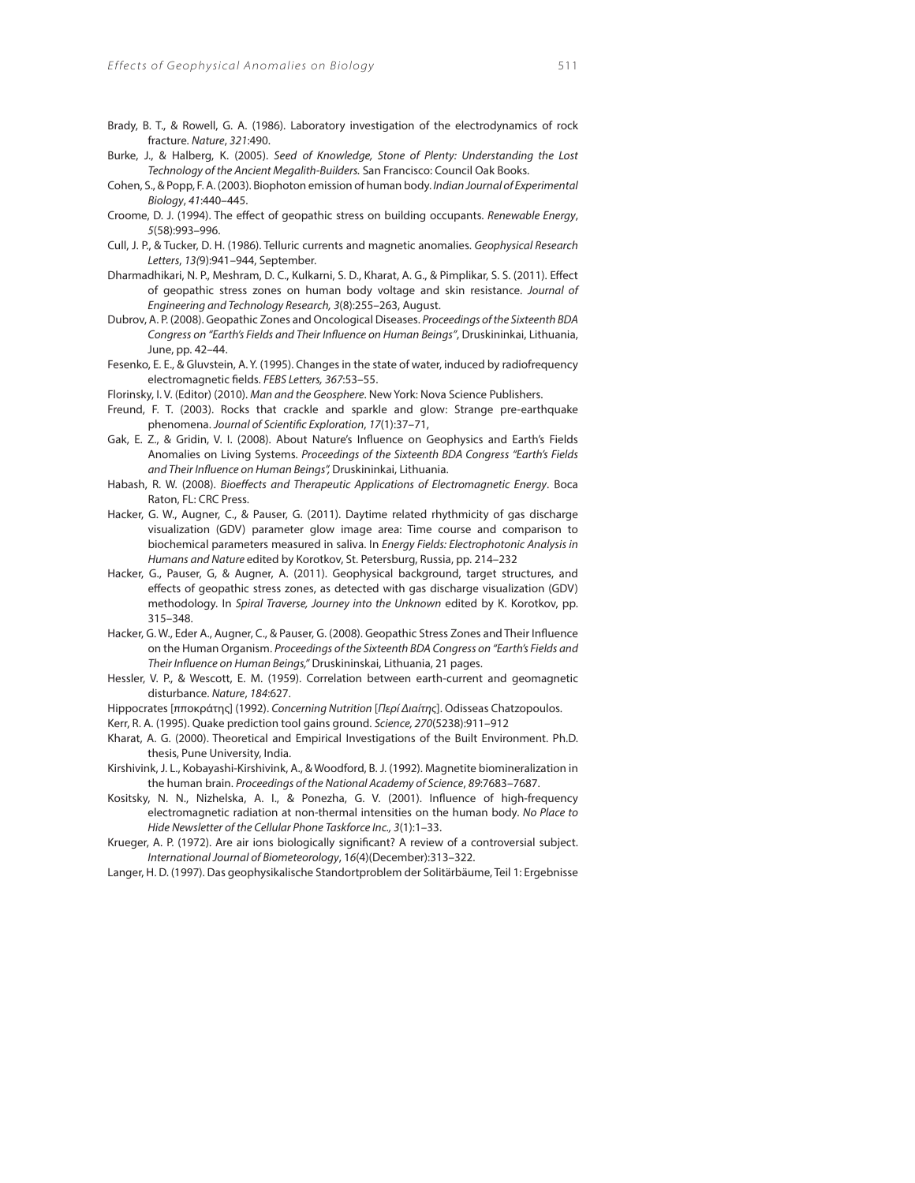Brady, B. T., & Rowell, G. A. (1986). Laboratory investigation of the electrodynamics of rock fracture. *Nature*, *321*:490.

Burke, J., & Halberg, K. (2005). *Seed of Knowledge, Stone of Plenty: Understanding the Lost Technology of the Ancient Megalith-Builders.* San Francisco: Council Oak Books.

Cohen, S., & Popp, F. A. (2003). Biophoton emission of human body. *Indian Journal of Experimental Biology*, *41*:440–445.

Croome, D. J. (1994). The effect of geopathic stress on building occupants. *Renewable Energy*, *5*(58):993–996.

Cull, J. P., & Tucker, D. H. (1986). Telluric currents and magnetic anomalies. *Geophysical Research Letters*, *13(*9):941–944, September.

Dharmadhikari, N. P., Meshram, D. C., Kulkarni, S. D., Kharat, A. G., & Pimplikar, S. S. (2011). Effect of geopathic stress zones on human body voltage and skin resistance. *Journal of Engineering and Technology Research*, *3*(8):255–263, August.

Dubrov, A. P. (2008). Geopathic Zones and Oncological Diseases. *Proceedings of the Sixteenth BDA Congress on "Earth's Fields and Their Influence on Human Beings"*, Druskininkai, Lithuania, June, pp. 42–44.

Fesenko, E. E., & Gluvstein, A. Y. (1995). Changes in the state of water, induced by radiofrequency electromagnetic fields. *FEBS Letters, 367*:53–55.

Florinsky, I. V. (Editor) (2010). *Man and the Geosphere*. New York: Nova Science Publishers.

Freund, F. T. (2003). Rocks that crackle and sparkle and glow: Strange pre-earthquake phenomena. *Journal of Scientific Exploration*, *17*(1):37–71,

Gak, E. Z., & Gridin, V. I. (2008). About Nature's Influence on Geophysics and Earth's Fields Anomalies on Living Systems. *Proceedings of the Sixteenth BDA Congress "Earth's Fields and Their Influence on Human Beings",* Druskininkai, Lithuania.

Habash, R. W. (2008). *Bioeffects and Therapeutic Applications of Electromagnetic Energy*. Boca Raton, FL: CRC Press.

Hacker, G. W., Augner, C., & Pauser, G. (2011). Daytime related rhythmicity of gas discharge visualization (GDV) parameter glow image area: Time course and comparison to biochemical parameters measured in saliva. In *Energy Fields: Electrophotonic Analysis in Humans and Nature* edited by Korotkov, St. Petersburg, Russia, pp. 214–232

Hacker, G., Pauser, G, & Augner, A. (2011). Geophysical background, target structures, and effects of geopathic stress zones, as detected with gas discharge visualization (GDV) methodology. In *Spiral Traverse, Journey into the Unknown* edited by K. Korotkov, pp. 315–348.

Hacker, G. W., Eder A., Augner, C., & Pauser, G. (2008). Geopathic Stress Zones and Their Influence on the Human Organism. *Proceedings of the Sixteenth BDA Congress on "Earth's Fields and Their Influence on Human Beings,"* Druskininskai, Lithuania, 21 pages.

Hessler, V. P., & Wescott, E. M. (1959). Correlation between earth-current and geomagnetic disturbance. *Nature*, *184*:627.

Hippocrates [ιπποκράτης] (1992). *Concerning Nutrition* [*Περί Διαίτης*]. Odisseas Chatzopoulos.

Kerr, R. A. (1995). Quake prediction tool gains ground. *Science, 270*(5238):911–912

Kharat, A. G. (2000). Theoretical and Empirical Investigations of the Built Environment. Ph.D. thesis, Pune University, India.

Kirshivink, J. L., Kobayashi-Kirshivink, A., & Woodford, B. J. (1992). Magnetite biomineralization in the human brain. *Proceedings of the National Academy of Science*, *89*:7683–7687.

Kositsky, N. N., Nizhelska, A. I., & Ponezha, G. V. (2001). Influence of high-frequency electromagnetic radiation at non-thermal intensities on the human body. *No Place to Hide Newsletter of the Cellular Phone Taskforce Inc., 3*(1):1–33.

Krueger, A. P. (1972). Are air ions biologically significant? A review of a controversial subject. *International Journal of Biometeorology*, 16(4)(December):313–322.

Langer, H. D. (1997). Das geophysikalische Standortproblem der Solitärbäume, Teil 1: Ergebnisse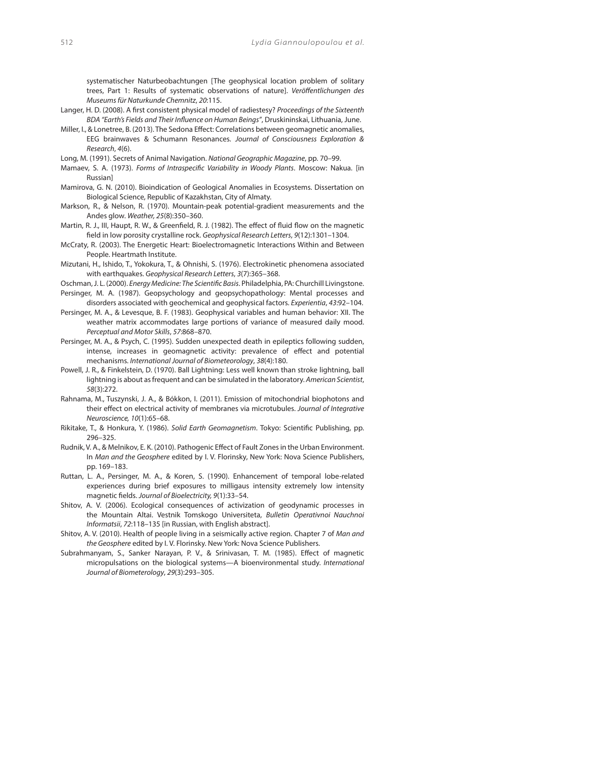systematischer Naturbeobachtungen [The geophysical location problem of solitary trees, Part 1: Results of systematic observations of nature]. *Veröffentlichungen des Museums für Naturkunde Chemnitz*, *20*:115.

Langer, H. D. (2008). A first consistent physical model of radiestesy? *Proceedings of the Sixteenth BDA "Earth's Fields and Their Influence on Human Beings"*, Druskininskai, Lithuania, June.

Miller, I., & Lonetree, B. (2013). The Sedona Effect: Correlations between geomagnetic anomalies, EEG brainwaves & Schumann Resonances. *Journal of Consciousness Exploration & Research*, *4*(6).

Long, M. (1991). Secrets of Animal Navigation. *National Geographic Magazine*, pp. 70–99.

Mamaev, S. A. (1973). *Forms of Intraspecific Variability in Woody Plants*. Moscow: Nakua. [in Russian]

Mamirova, G. N. (2010). Bioindication of Geological Anomalies in Ecosystems. Dissertation on Biological Science, Republic of Kazakhstan, City of Almaty.

Markson, R., & Nelson, R. (1970). Mountain-peak potential-gradient measurements and the Andes glow. *Weather, 25*(8):350–360.

Martin, R. J., III, Haupt, R. W., & Greenfield, R. J. (1982). The effect of fluid flow on the magnetic field in low porosity crystalline rock. *Geophysical Research Letters*, *9*(12):1301–1304.

McCraty, R. (2003). The Energetic Heart: Bioelectromagnetic Interactions Within and Between People. Heartmath Institute.

Mizutani, H., Ishido, T., Yokokura, T., & Ohnishi, S. (1976). Electrokinetic phenomena associated with earthquakes. *Geophysical Research Letters*, *3*(7):365–368.

Oschman, J. L. (2000). *Energy Medicine: The Scientific Basis*. Philadelphia, PA: Churchill Livingstone.

Persinger, M. A. (1987). Geopsychology and geopsychopathology: Mental processes and disorders associated with geochemical and geophysical factors. *Experientia*, *43*:92–104.

Persinger, M. A., & Levesque, B. F. (1983). Geophysical variables and human behavior: XII. The weather matrix accommodates large portions of variance of measured daily mood. *Perceptual and Motor Skills*, *57*:868–870.

Persinger, M. A., & Psych, C. (1995). Sudden unexpected death in epileptics following sudden, intense, increases in geomagnetic activity: prevalence of effect and potential mechanisms. *International Journal of Biometeorology*, *38*(4):180.

Powell, J. R., & Finkelstein, D. (1970). Ball Lightning: Less well known than stroke lightning, ball lightning is about as frequent and can be simulated in the laboratory. *American Scientist*, *58*(3):272.

Rahnama, M., Tuszynski, J. A., & Bókkon, I. (2011). Emission of mitochondrial biophotons and their effect on electrical activity of membranes via microtubules. *Journal of Integrative Neuroscience, 10*(1):65–68.

Rikitake, T., & Honkura, Y. (1986). *Solid Earth Geomagnetism*. Tokyo: Scientific Publishing, pp. 296–325.

Rudnik, V. A., & Melnikov, E. K. (2010). Pathogenic Effect of Fault Zones in the Urban Environment. In *Man and the Geosphere* edited by I. V. Florinsky, New York: Nova Science Publishers, pp. 169–183.

Ruttan, L. A., Persinger, M. A., & Koren, S. (1990). Enhancement of temporal lobe-related experiences during brief exposures to milligaus intensity extremely low intensity magnetic fields. *Journal of Bioelectricity, 9*(1):33–54.

Shitov, A. V. (2006). Ecological consequences of activization of geodynamic processes in the Mountain Altai. Vestnik Tomskogo Universiteta, *Bulletin Operativnoi Nauchnoi Informatsii*, *72*:118–135 [in Russian, with English abstract].

Shitov, A. V. (2010). Health of people living in a seismically active region. Chapter 7 of *Man and the Geosphere* edited by I. V. Florinsky. New York: Nova Science Publishers.

Subrahmanyam, S., Sanker Narayan, P. V., & Srinivasan, T. M. (1985). Effect of magnetic micropulsations on the biological systems—A bioenvironmental study. *International Journal of Biometerology*, *29*(3):293–305.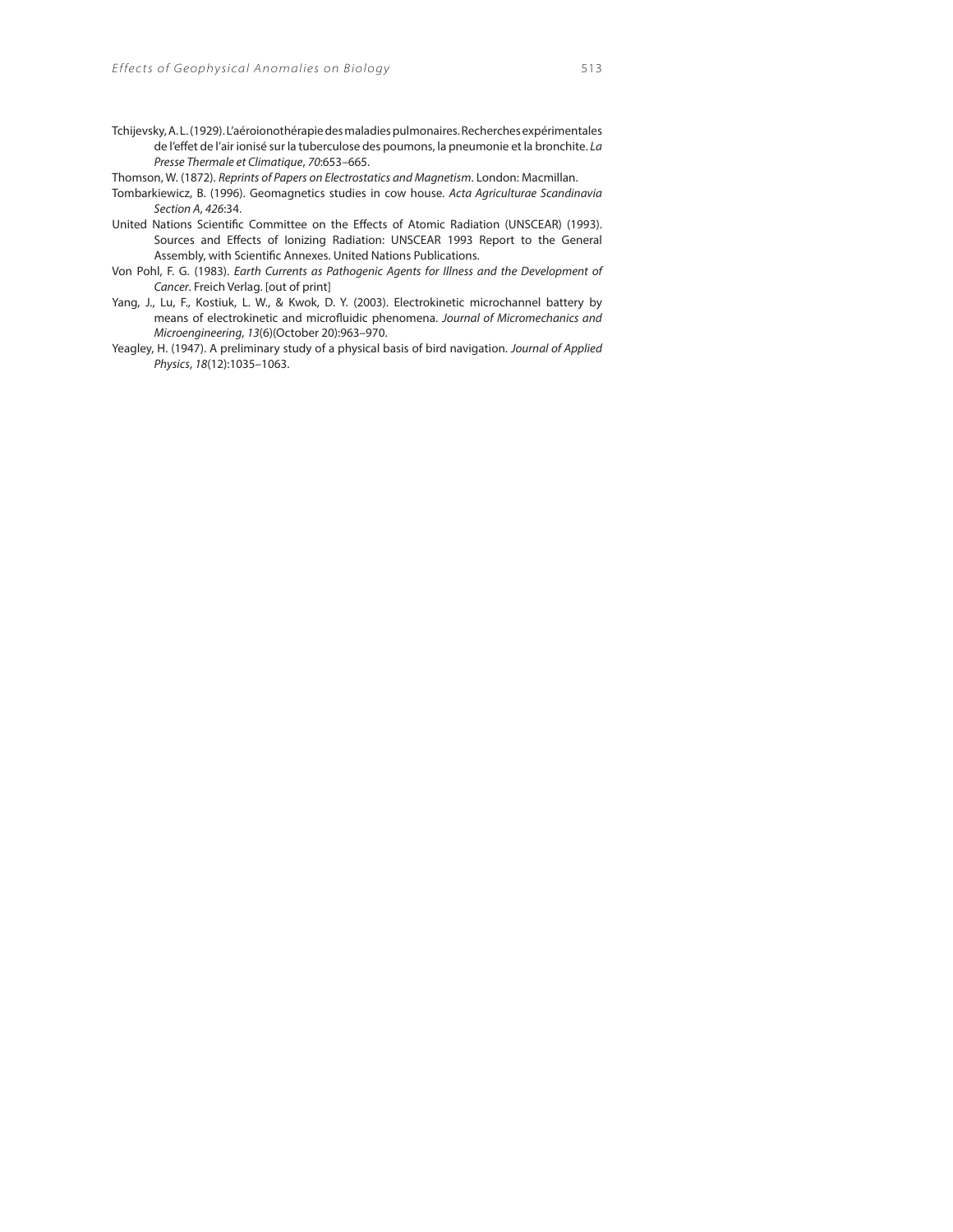Tchijevsky, A. L. (1929). L'aéroionothérapie des maladies pulmonaires. Recherches expérimentales de l'effet de l'air ionisé sur la tuberculose des poumons, la pneumonie et la bronchite. *La Presse Thermale et Climatique*, *70*:653–665.

Thomson, W. (1872). *Reprints of Papers on Electrostatics and Magnetism*. London: Macmillan.

Tombarkiewicz, B. (1996). Geomagnetics studies in cow house. *Acta Agriculturae Scandinavia Section A*, *426*:34.

United Nations Scientific Committee on the Effects of Atomic Radiation (UNSCEAR) (1993). Sources and Effects of Ionizing Radiation: UNSCEAR 1993 Report to the General Assembly, with Scientific Annexes. United Nations Publications.

Von Pohl, F. G. (1983). *Earth Currents as Pathogenic Agents for Illness and the Development of Cancer*. Freich Verlag. [out of print]

Yang, J., Lu, F., Kostiuk, L. W., & Kwok, D. Y. (2003). Electrokinetic microchannel battery by means of electrokinetic and microfluidic phenomena. *Journal of Micromechanics and Microengineering*, *13*(6)(October 20):963–970.

Yeagley, H. (1947). A preliminary study of a physical basis of bird navigation. *Journal of Applied Physics*, *18*(12):1035–1063.